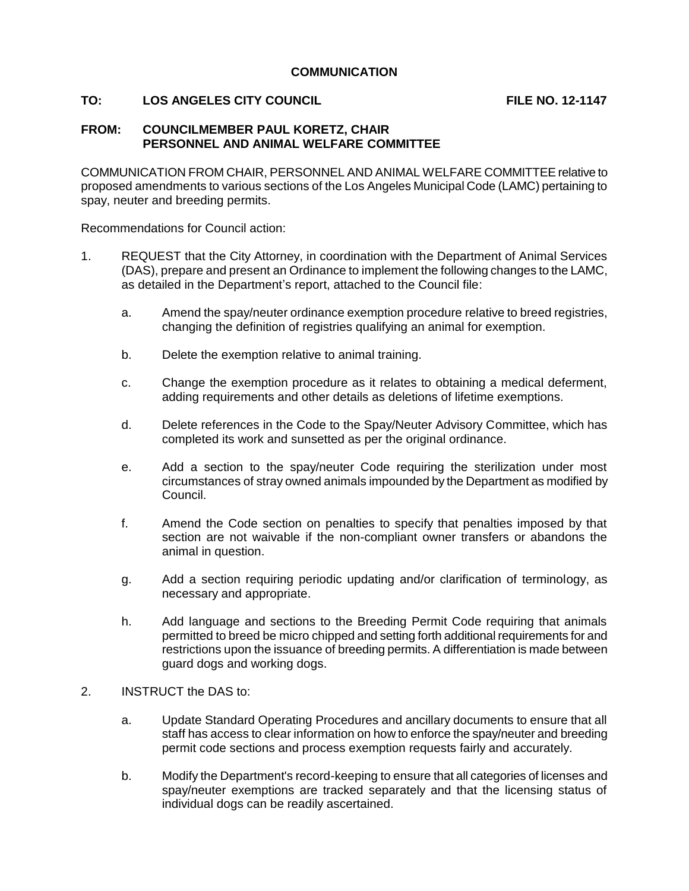**COMMUNICATION**

**TO: LOS ANGELES CITY COUNCIL** **FILE NO. 12-1147**

**FROM: COUNCILMEMBER PAUL KORETZ, CHAIR**
**PERSONNEL AND ANIMAL WELFARE COMMITTEE**

COMMUNICATION FROM CHAIR, PERSONNEL AND ANIMAL WELFARE COMMITTEE relative to proposed amendments to various sections of the Los Angeles Municipal Code (LAMC) pertaining to spay, neuter and breeding permits.

Recommendations for Council action:

1. REQUEST that the City Attorney, in coordination with the Department of Animal Services (DAS), prepare and present an Ordinance to implement the following changes to the LAMC, as detailed in the Department's report, attached to the Council file:

   a. Amend the spay/neuter ordinance exemption procedure relative to breed registries, changing the definition of registries qualifying an animal for exemption.

   b. Delete the exemption relative to animal training.

   c. Change the exemption procedure as it relates to obtaining a medical deferment, adding requirements and other details as deletions of lifetime exemptions.

   d. Delete references in the Code to the Spay/Neuter Advisory Committee, which has completed its work and sunsetted as per the original ordinance.

   e. Add a section to the spay/neuter Code requiring the sterilization under most circumstances of stray owned animals impounded by the Department as modified by Council.

   f. Amend the Code section on penalties to specify that penalties imposed by that section are not waivable if the non-compliant owner transfers or abandons the animal in question.

   g. Add a section requiring periodic updating and/or clarification of terminology, as necessary and appropriate.

   h. Add language and sections to the Breeding Permit Code requiring that animals permitted to breed be micro chipped and setting forth additional requirements for and restrictions upon the issuance of breeding permits. A differentiation is made between guard dogs and working dogs.

2. INSTRUCT the DAS to:

   a. Update Standard Operating Procedures and ancillary documents to ensure that all staff has access to clear information on how to enforce the spay/neuter and breeding permit code sections and process exemption requests fairly and accurately.

   b. Modify the Department's record-keeping to ensure that all categories of licenses and spay/neuter exemptions are tracked separately and that the licensing status of individual dogs can be readily ascertained.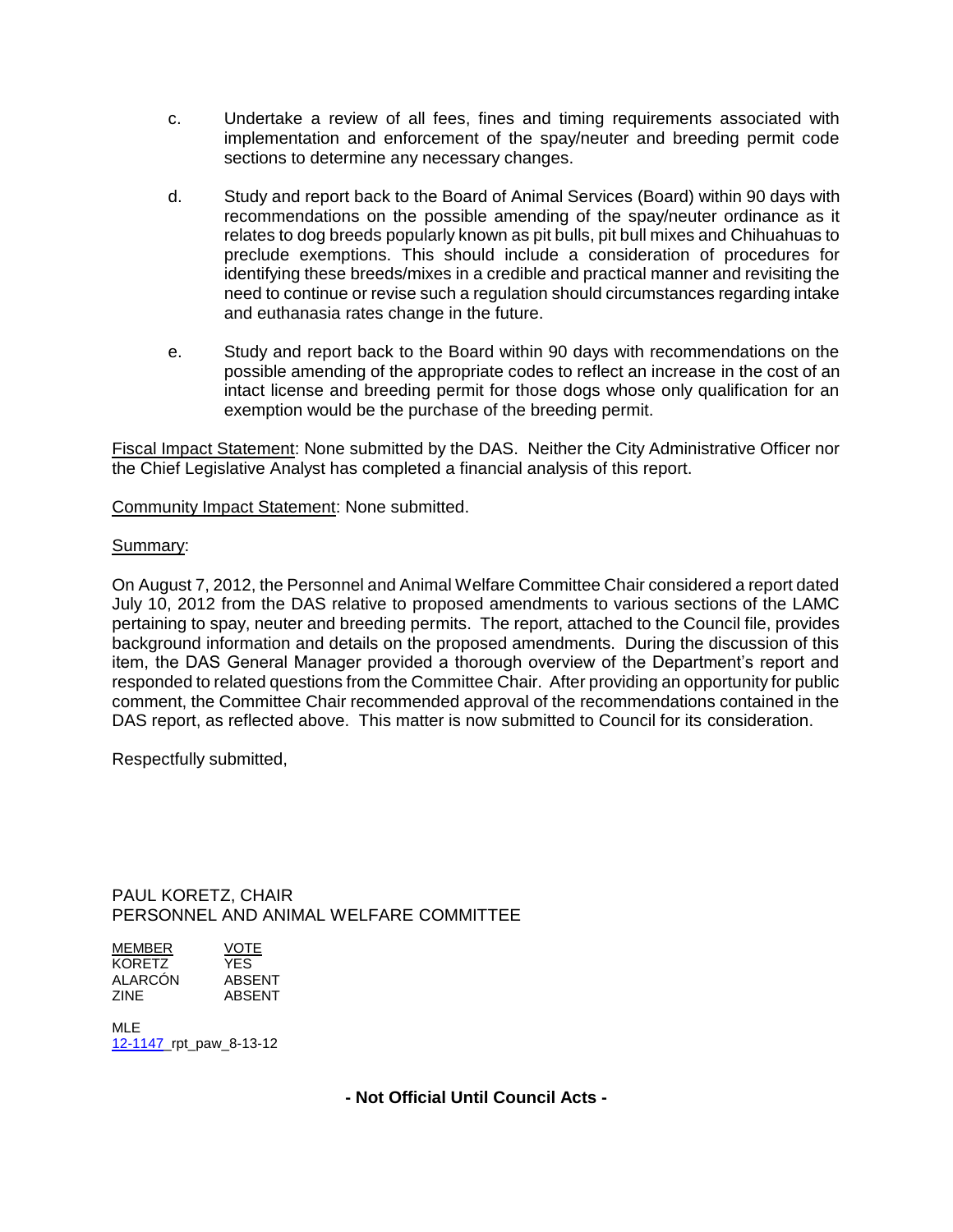c. Undertake a review of all fees, fines and timing requirements associated with implementation and enforcement of the spay/neuter and breeding permit code sections to determine any necessary changes.

d. Study and report back to the Board of Animal Services (Board) within 90 days with recommendations on the possible amending of the spay/neuter ordinance as it relates to dog breeds popularly known as pit bulls, pit bull mixes and Chihuahuas to preclude exemptions. This should include a consideration of procedures for identifying these breeds/mixes in a credible and practical manner and revisiting the need to continue or revise such a regulation should circumstances regarding intake and euthanasia rates change in the future.

e. Study and report back to the Board within 90 days with recommendations on the possible amending of the appropriate codes to reflect an increase in the cost of an intact license and breeding permit for those dogs whose only qualification for an exemption would be the purchase of the breeding permit.

Fiscal Impact Statement: None submitted by the DAS. Neither the City Administrative Officer nor the Chief Legislative Analyst has completed a financial analysis of this report.

Community Impact Statement: None submitted.

Summary:

On August 7, 2012, the Personnel and Animal Welfare Committee Chair considered a report dated July 10, 2012 from the DAS relative to proposed amendments to various sections of the LAMC pertaining to spay, neuter and breeding permits. The report, attached to the Council file, provides background information and details on the proposed amendments. During the discussion of this item, the DAS General Manager provided a thorough overview of the Department's report and responded to related questions from the Committee Chair. After providing an opportunity for public comment, the Committee Chair recommended approval of the recommendations contained in the DAS report, as reflected above. This matter is now submitted to Council for its consideration.

Respectfully submitted,

PAUL KORETZ, CHAIR
PERSONNEL AND ANIMAL WELFARE COMMITTEE

| MEMBER | VOTE |
|---|---|
| KORETZ | YES |
| ALARCÓN | ABSENT |
| ZINE | ABSENT |

MLE
12-1147_rpt_paw_8-13-12

**- Not Official Until Council Acts -**